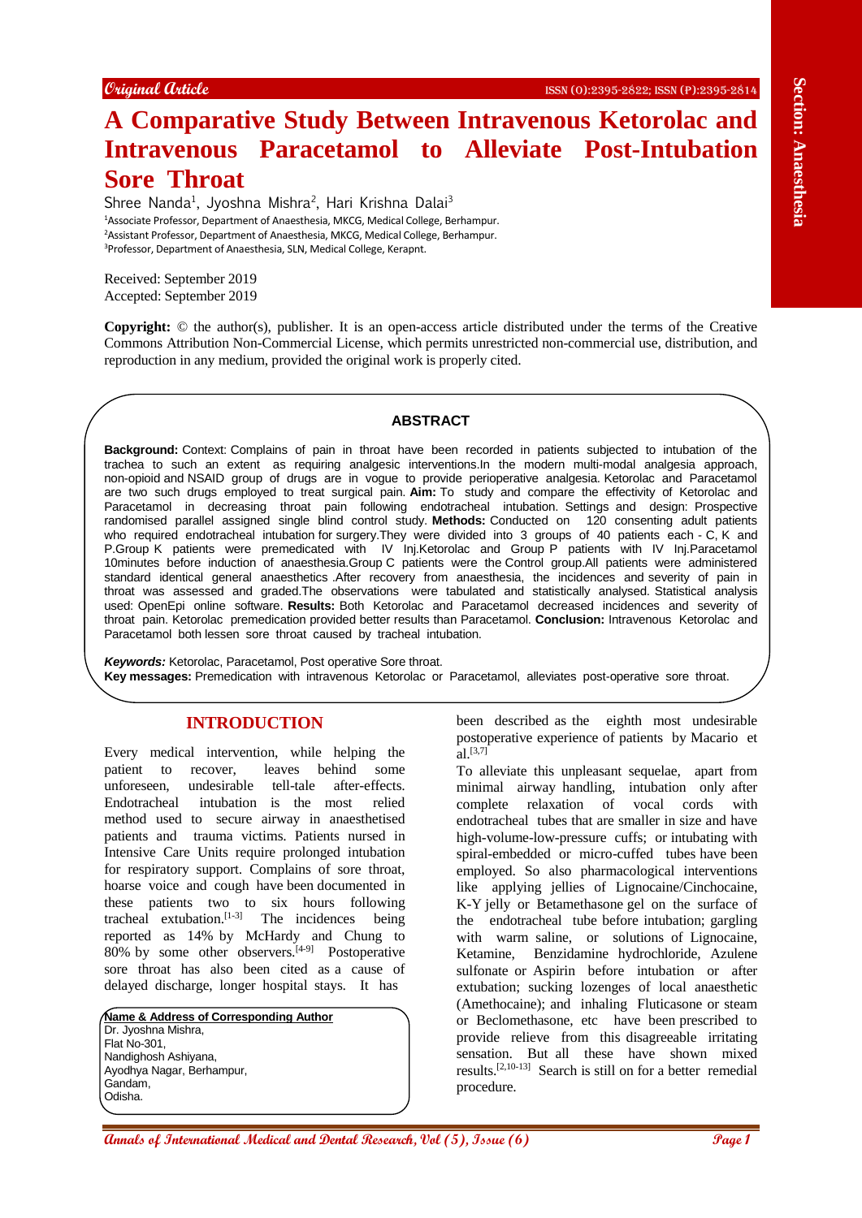Original Article

# A Comparative Study Between Intravenous Ketorolac and Intravenous Paracetamol to Alleviate Post-Intubation Sore Throat

Shree Nanda[1], Jyoshna Mishra[2], Hari Krishna Dalai[3]

[1]Associate Professor, Department of Anaesthesia, MKCG, Medical College, Berhampur.
[2]Assistant Professor, Department of Anaesthesia, MKCG, Medical College, Berhampur.
[3]Professor, Department of Anaesthesia, SLN, Medical College, Kerapnt.

Received: September 2019
Accepted: September 2019

**Copyright:** © the author(s), publisher. It is an open-access article distributed under the terms of the Creative Commons Attribution Non-Commercial License, which permits unrestricted non-commercial use, distribution, and reproduction in any medium, provided the original work is properly cited.

## ABSTRACT

**Background:** Context: Complains of pain in throat have been recorded in patients subjected to intubation of the trachea to such an extent as requiring analgesic interventions.In the modern multi-modal analgesia approach, non-opioid and NSAID group of drugs are in vogue to provide perioperative analgesia. Ketorolac and Paracetamol are two such drugs employed to treat surgical pain. **Aim:** To study and compare the effectivity of Ketorolac and Paracetamol in decreasing throat pain following endotracheal intubation. Settings and design: Prospective randomised parallel assigned single blind control study. **Methods:** Conducted on 120 consenting adult patients who required endotracheal intubation for surgery.They were divided into 3 groups of 40 patients each - C, K and P.Group K patients were premedicated with IV Inj.Ketorolac and Group P patients with IV Inj.Paracetamol 10minutes before induction of anaesthesia.Group C patients were the Control group.All patients were administered standard identical general anaesthetics .After recovery from anaesthesia, the incidences and severity of pain in throat was assessed and graded.The observations were tabulated and statistically analysed. Statistical analysis used: OpenEpi online software. **Results:** Both Ketorolac and Paracetamol decreased incidences and severity of throat pain. Ketorolac premedication provided better results than Paracetamol. **Conclusion:** Intravenous Ketorolac and Paracetamol both lessen sore throat caused by tracheal intubation.

***Keywords:*** Ketorolac, Paracetamol, Post operative Sore throat.
**Key messages:** Premedication with intravenous Ketorolac or Paracetamol, alleviates post-operative sore throat.

## INTRODUCTION

Every medical intervention, while helping the patient to recover, leaves behind some unforeseen, undesirable tell-tale after-effects. Endotracheal intubation is the most relied method used to secure airway in anaesthetised patients and trauma victims. Patients nursed in Intensive Care Units require prolonged intubation for respiratory support. Complains of sore throat, hoarse voice and cough have been documented in these patients two to six hours following tracheal extubation.[1-3] The incidences being reported as 14% by McHardy and Chung to 80% by some other observers.[4-9] Postoperative sore throat has also been cited as a cause of delayed discharge, longer hospital stays. It has been described as the eighth most undesirable postoperative experience of patients by Macario et al.[3,7]

To alleviate this unpleasant sequelae, apart from minimal airway handling, intubation only after complete relaxation of vocal cords with endotracheal tubes that are smaller in size and have high-volume-low-pressure cuffs; or intubating with spiral-embedded or micro-cuffed tubes have been employed. So also pharmacological interventions like applying jellies of Lignocaine/Cinchocaine, K-Y jelly or Betamethasone gel on the surface of the endotracheal tube before intubation; gargling with warm saline, or solutions of Lignocaine, Ketamine, Benzidamine hydrochloride, Azulene sulfonate or Aspirin before intubation or after extubation; sucking lozenges of local anaesthetic (Amethocaine); and inhaling Fluticasone or steam or Beclomethasone, etc have been prescribed to provide relieve from this disagreeable irritating sensation. But all these have shown mixed results.[2,10-13] Search is still on for a better remedial procedure.

**Name & Address of Corresponding Author**
Dr. Jyoshna Mishra,
Flat No-301,
Nandighosh Ashiyana,
Ayodhya Nagar, Berhampur,
Gandam,
Odisha.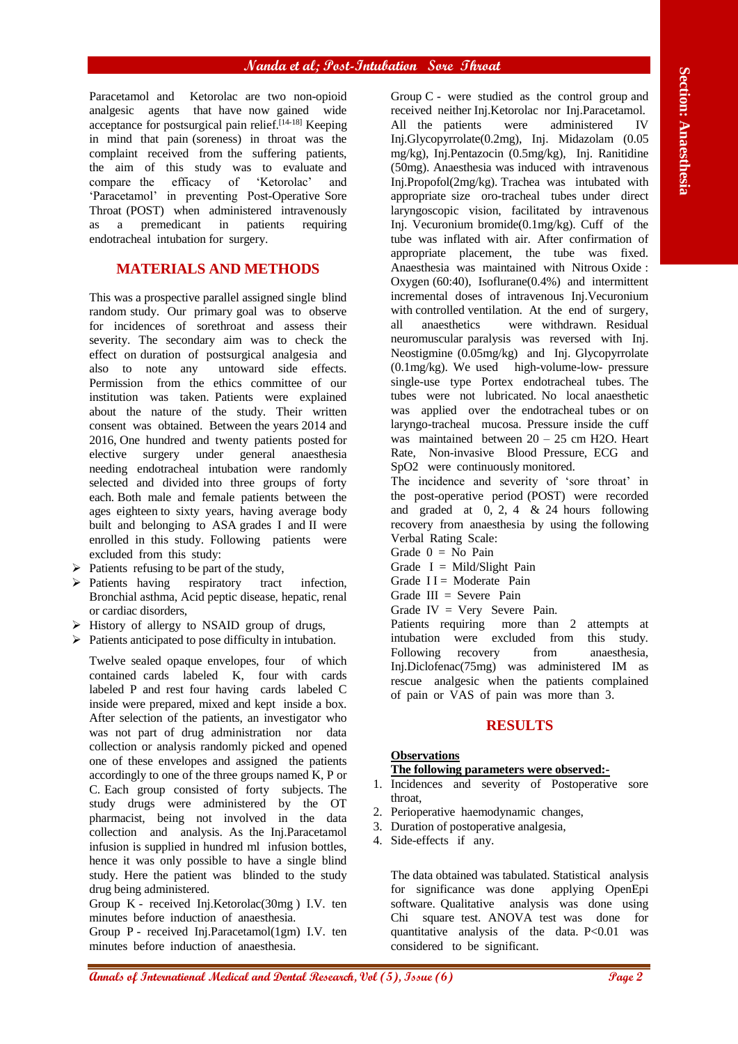Paracetamol and Ketorolac are two non-opioid analgesic agents that have now gained wide acceptance for postsurgical pain relief.[14-18] Keeping in mind that pain in throat was the complaint received from the suffering patients, the aim of this study was to evaluate and compare the efficacy of 'Ketorolac' and 'Paracetamol' in preventing Post-Operative Sore Throat (POST) when administered intravenously as a premedicant in patients requiring endotracheal intubation for surgery.

## MATERIALS AND METHODS

This was a prospective parallel assigned single blind random study. Our primary goal was to observe for incidences of sorethroat and assess their severity. The secondary aim was to check the effect on duration of postsurgical analgesia and also to note any untoward side effects. Permission from the ethics committee of our institution was taken. Patients were explained about the nature of the study. Their written consent was obtained. Between the years 2014 and 2016, One hundred and twenty patients posted for elective surgery under general anaesthesia needing endotracheal intubation were randomly selected and divided into three groups of forty each. Both male and female patients between the ages eighteen to sixty years, having average body built and belonging to ASA grades I and II were enrolled in this study. Following patients were excluded from this study:

- Patients refusing to be part of the study,
- Patients having respiratory tract infection, Bronchial asthma, Acid peptic disease, hepatic, renal or cardiac disorders,
- History of allergy to NSAID group of drugs,
- Patients anticipated to pose difficulty in intubation.

Twelve sealed opaque envelopes, four of which contained cards labeled K, four with cards labeled P and rest four having cards labeled C inside were prepared, mixed and kept inside a box. After selection of the patients, an investigator who was not part of drug administration nor data collection or analysis randomly picked and opened one of these envelopes and assigned the patients accordingly to one of the three groups named K, P or C. Each group consisted of forty subjects. The study drugs were administered by the OT pharmacist, being not involved in the data collection and analysis. As the Inj.Paracetamol infusion is supplied in hundred ml infusion bottles, hence it was only possible to have a single blind study. Here the patient was blinded to the study drug being administered.

Group K - received Inj.Ketorolac(30mg ) I.V. ten minutes before induction of anaesthesia.

Group P - received Inj.Paracetamol(1gm) I.V. ten minutes before induction of anaesthesia.

Group C - were studied as the control group and received neither Inj.Ketorolac nor Inj.Paracetamol. All the patients were administered IV Inj.Glycopyrrolate(0.2mg), Inj. Midazolam (0.05 mg/kg), Inj.Pentazocin (0.5mg/kg), Inj. Ranitidine (50mg). Anaesthesia was induced with intravenous Inj.Propofol(2mg/kg). Trachea was intubated with appropriate size oro-tracheal tubes under direct laryngoscopic vision, facilitated by intravenous Inj. Vecuronium bromide(0.1mg/kg). Cuff of the tube was inflated with air. After confirmation of appropriate placement, the tube was fixed. Anaesthesia was maintained with Nitrous Oxide : Oxygen (60:40), Isoflurane(0.4%) and intermittent incremental doses of intravenous Inj.Vecuronium with controlled ventilation. At the end of surgery, all anaesthetics were withdrawn. Residual neuromuscular paralysis was reversed with Inj. Neostigmine (0.05mg/kg) and Inj. Glycopyrrolate (0.1mg/kg). We used high-volume-low- pressure single-use type Portex endotracheal tubes. The tubes were not lubricated. No local anaesthetic was applied over the endotracheal tubes or on laryngo-tracheal mucosa. Pressure inside the cuff was maintained between 20 – 25 cm $H_2O$. Heart Rate, Non-invasive Blood Pressure, ECG and $SpO_2$ were continuously monitored.

The incidence and severity of 'sore throat' in the post-operative period (POST) were recorded and graded at 0, 2, 4 & 24 hours following recovery from anaesthesia by using the following Verbal Rating Scale:

Grade 0 = No Pain
Grade I = Mild/Slight Pain
Grade II = Moderate Pain
Grade III = Severe Pain
Grade IV = Very Severe Pain.

Patients requiring more than 2 attempts at intubation were excluded from this study. Following recovery from anaesthesia, Inj.Diclofenac(75mg) was administered IM as rescue analgesic when the patients complained of pain or VAS of pain was more than 3.

## RESULTS

**Observations**

**The following parameters were observed:-**

1. Incidences and severity of Postoperative sore throat,
2. Perioperative haemodynamic changes,
3. Duration of postoperative analgesia,
4. Side-effects if any.

The data obtained was tabulated. Statistical analysis for significance was done applying OpenEpi software. Qualitative analysis was done using Chi square test. ANOVA test was done for quantitative analysis of the data. $P<0.01$ was considered to be significant.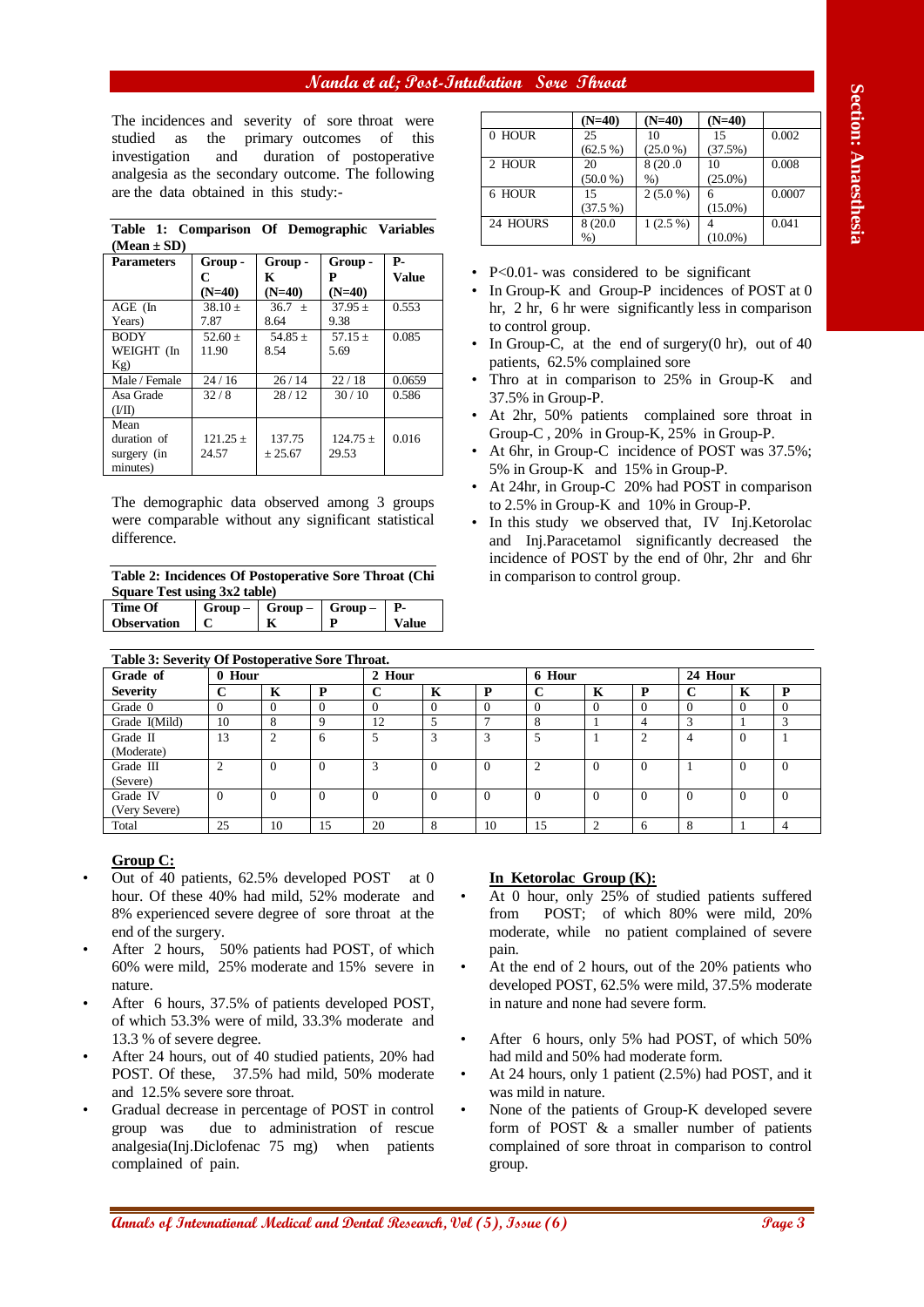The incidences and severity of sore throat were studied as the primary outcomes of this investigation and duration of postoperative analgesia as the secondary outcome. The following are the data obtained in this study:-

**Table 1: Comparison Of Demographic Variables (Mean ± SD)**

| Parameters | Group - C (N=40) | Group - K (N=40) | Group - P (N=40) | P-Value |
|---|---|---|---|---|
| AGE (In Years) | 38.10 ± 7.87 | 36.7 ± 8.64 | 37.95 ± 9.38 | 0.553 |
| BODY WEIGHT (In Kg) | 52.60 ± 11.90 | 54.85 ± 8.54 | 57.15 ± 5.69 | 0.085 |
| Male / Female | 24 / 16 | 26 / 14 | 22 / 18 | 0.0659 |
| Asa Grade (I/II) | 32 / 8 | 28 / 12 | 30 / 10 | 0.586 |
| Mean duration of surgery (in minutes) | 121.25 ± 24.57 | 137.75 ± 25.67 | 124.75 ± 29.53 | 0.016 |

The demographic data observed among 3 groups were comparable without any significant statistical difference.

**Table 2: Incidences Of Postoperative Sore Throat (Chi Square Test using 3x2 table)**

| Time Of Observation | Group – C (N=40) | Group – K (N=40) | Group – P (N=40) | P-Value |
|---|---|---|---|---|
| 0 HOUR | 25 (62.5 %) | 10 (25.0 %) | 15 (37.5%) | 0.002 |
| 2 HOUR | 20 (50.0 %) | 8 (20.0 %) | 10 (25.0%) | 0.008 |
| 6 HOUR | 15 (37.5 %) | 2 (5.0 %) | 6 (15.0%) | 0.0007 |
| 24 HOURS | 8 (20.0 %) | 1 (2.5 %) | 4 (10.0%) | 0.041 |

- P<0.01- was considered to be significant
- In Group-K and Group-P incidences of POST at 0 hr, 2 hr, 6 hr were significantly less in comparison to control group.
- In Group-C, at the end of surgery(0 hr), out of 40 patients, 62.5% complained sore Thro at in comparison to 25% in Group-K and 37.5% in Group-P.
- At 2hr, 50% patients complained sore throat in Group-C , 20% in Group-K, 25% in Group-P.
- At 6hr, in Group-C incidence of POST was 37.5%; 5% in Group-K and 15% in Group-P.
- At 24hr, in Group-C 20% had POST in comparison to 2.5% in Group-K and 10% in Group-P.
- In this study we observed that, IV Inj.Ketorolac and Inj.Paracetamol significantly decreased the incidence of POST by the end of 0hr, 2hr and 6hr in comparison to control group.

**Table 3: Severity Of Postoperative Sore Throat.**

| Grade of Severity | 0 Hour C | 0 Hour K | 0 Hour P | 2 Hour C | 2 Hour K | 2 Hour P | 6 Hour C | 6 Hour K | 6 Hour P | 24 Hour C | 24 Hour K | 24 Hour P |
|---|---|---|---|---|---|---|---|---|---|---|---|---|
| Grade 0 | 0 | 0 | 0 | 0 | 0 | 0 | 0 | 0 | 0 | 0 | 0 | 0 |
| Grade I(Mild) | 10 | 8 | 9 | 12 | 5 | 7 | 8 | 1 | 4 | 3 | 1 | 3 |
| Grade II (Moderate) | 13 | 2 | 6 | 5 | 3 | 3 | 5 | 1 | 2 | 4 | 0 | 1 |
| Grade III (Severe) | 2 | 0 | 0 | 3 | 0 | 0 | 2 | 0 | 0 | 1 | 0 | 0 |
| Grade IV (Very Severe) | 0 | 0 | 0 | 0 | 0 | 0 | 0 | 0 | 0 | 0 | 0 | 0 |
| Total | 25 | 10 | 15 | 20 | 8 | 10 | 15 | 2 | 6 | 8 | 1 | 4 |

**Group C:**

- Out of 40 patients, 62.5% developed POST at 0 hour. Of these 40% had mild, 52% moderate and 8% experienced severe degree of sore throat at the end of the surgery.
- After 2 hours, 50% patients had POST, of which 60% were mild, 25% moderate and 15% severe in nature.
- After 6 hours, 37.5% of patients developed POST, of which 53.3% were of mild, 33.3% moderate and 13.3 % of severe degree.
- After 24 hours, out of 40 studied patients, 20% had POST. Of these, 37.5% had mild, 50% moderate and 12.5% severe sore throat.
- Gradual decrease in percentage of POST in control group was due to administration of rescue analgesia(Inj.Diclofenac 75 mg) when patients complained of pain.

**In Ketorolac Group (K):**

- At 0 hour, only 25% of studied patients suffered from POST; of which 80% were mild, 20% moderate, while no patient complained of severe pain.
- At the end of 2 hours, out of the 20% patients who developed POST, 62.5% were mild, 37.5% moderate in nature and none had severe form.
- After 6 hours, only 5% had POST, of which 50% had mild and 50% had moderate form.
- At 24 hours, only 1 patient (2.5%) had POST, and it was mild in nature.
- None of the patients of Group-K developed severe form of POST & a smaller number of patients complained of sore throat in comparison to control group.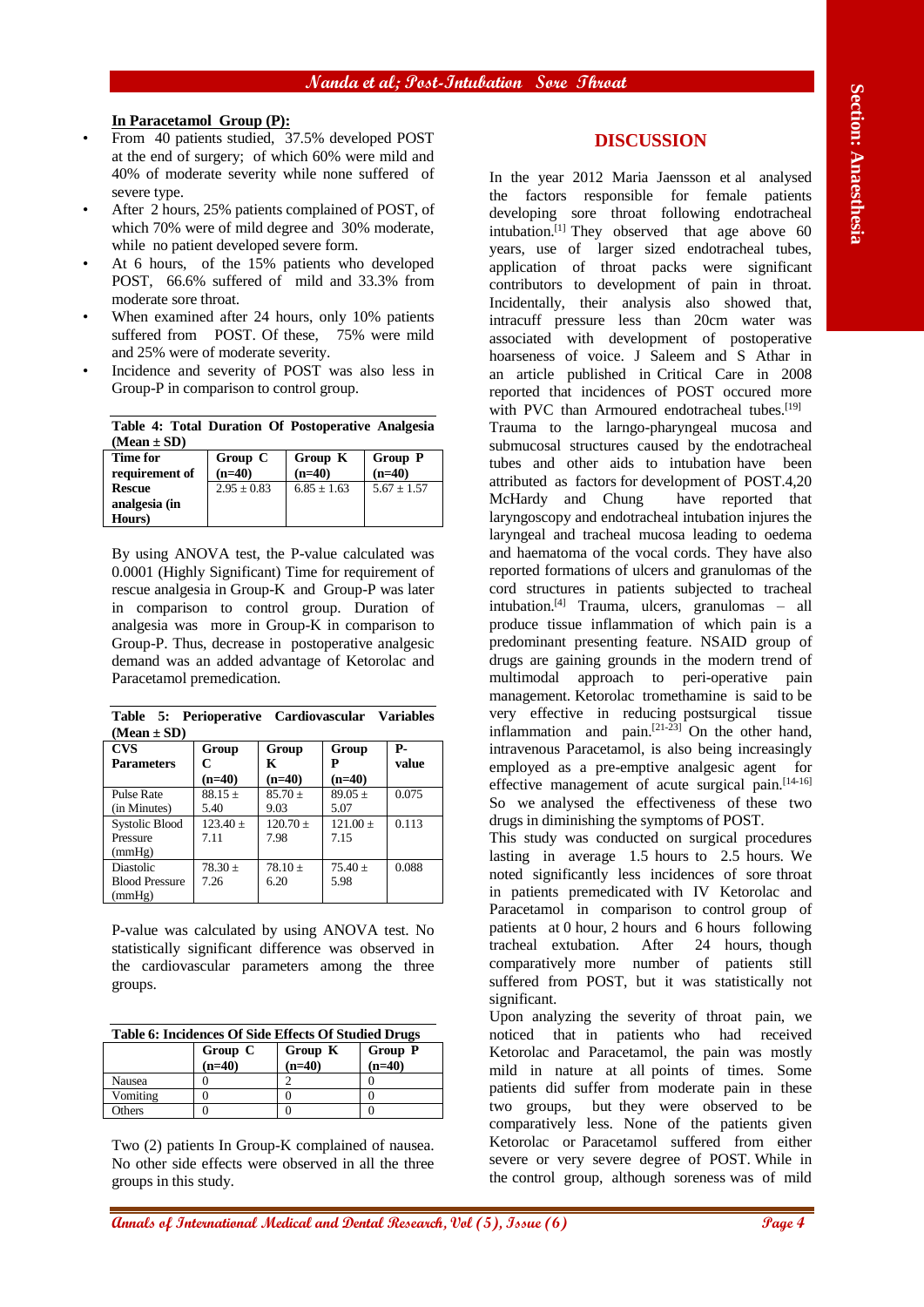**In Paracetamol Group (P):**

- From 40 patients studied, 37.5% developed POST at the end of surgery; of which 60% were mild and 40% of moderate severity while none suffered of severe type.
- After 2 hours, 25% patients complained of POST, of which 70% were of mild degree and 30% moderate, while no patient developed severe form.
- At 6 hours, of the 15% patients who developed POST, 66.6% suffered of mild and 33.3% from moderate sore throat.
- When examined after 24 hours, only 10% patients suffered from POST. Of these, 75% were mild and 25% were of moderate severity.
- Incidence and severity of POST was also less in Group-P in comparison to control group.

**Table 4: Total Duration Of Postoperative Analgesia (Mean ± SD)**

| Time for requirement of Rescue analgesia (in Hours) | Group C (n=40) | Group K (n=40) | Group P (n=40) |
|---|---|---|---|
| | 2.95 ± 0.83 | 6.85 ± 1.63 | 5.67 ± 1.57 |

By using ANOVA test, the P-value calculated was 0.0001 (Highly Significant) Time for requirement of rescue analgesia in Group-K and Group-P was later in comparison to control group. Duration of analgesia was more in Group-K in comparison to Group-P. Thus, decrease in postoperative analgesic demand was an added advantage of Ketorolac and Paracetamol premedication.

**Table 5: Perioperative Cardiovascular Variables (Mean ± SD)**

| CVS Parameters | Group C (n=40) | Group K (n=40) | Group P (n=40) | P-value |
|---|---|---|---|---|
| Pulse Rate (in Minutes) | 88.15 ± 5.40 | 85.70 ± 9.03 | 89.05 ± 5.07 | 0.075 |
| Systolic Blood Pressure (mmHg) | 123.40 ± 7.11 | 120.70 ± 7.98 | 121.00 ± 7.15 | 0.113 |
| Diastolic Blood Pressure (mmHg) | 78.30 ± 7.26 | 78.10 ± 6.20 | 75.40 ± 5.98 | 0.088 |

P-value was calculated by using ANOVA test. No statistically significant difference was observed in the cardiovascular parameters among the three groups.

**Table 6: Incidences Of Side Effects Of Studied Drugs**

| | Group C (n=40) | Group K (n=40) | Group P (n=40) |
|---|---|---|---|
| Nausea | 0 | 2 | 0 |
| Vomiting | 0 | 0 | 0 |
| Others | 0 | 0 | 0 |

Two (2) patients In Group-K complained of nausea. No other side effects were observed in all the three groups in this study.

## DISCUSSION

In the year 2012 Maria Jaensson et al analysed the factors responsible for female patients developing sore throat following endotracheal intubation.[1] They observed that age above 60 years, use of larger sized endotracheal tubes, application of throat packs were significant contributors to development of pain in throat. Incidentally, their analysis also showed that, intracuff pressure less than 20cm water was associated with development of postoperative hoarseness of voice. J Saleem and S Athar in an article published in Critical Care in 2008 reported that incidences of POST occured more with PVC than Armoured endotracheal tubes.[19]

Trauma to the larngo-pharyngeal mucosa and submucosal structures caused by the endotracheal tubes and other aids to intubation have been attributed as factors for development of POST.4,20 McHardy and Chung have reported that laryngoscopy and endotracheal intubation injures the laryngeal and tracheal mucosa leading to oedema and haematoma of the vocal cords. They have also reported formations of ulcers and granulomas of the cord structures in patients subjected to tracheal intubation.[4] Trauma, ulcers, granulomas – all produce tissue inflammation of which pain is a predominant presenting feature. NSAID group of drugs are gaining grounds in the modern trend of multimodal approach to peri-operative pain management. Ketorolac tromethamine is said to be very effective in reducing postsurgical tissue inflammation and pain.[21-23] On the other hand, intravenous Paracetamol, is also being increasingly employed as a pre-emptive analgesic agent for effective management of acute surgical pain.[14-16] So we analysed the effectiveness of these two drugs in diminishing the symptoms of POST.

This study was conducted on surgical procedures lasting in average 1.5 hours to 2.5 hours. We noted significantly less incidences of sore throat in patients premedicated with IV Ketorolac and Paracetamol in comparison to control group of patients at 0 hour, 2 hours and 6 hours following tracheal extubation. After 24 hours, though comparatively more number of patients still suffered from POST, but it was statistically not significant.

Upon analyzing the severity of throat pain, we noticed that in patients who had received Ketorolac and Paracetamol, the pain was mostly mild in nature at all points of times. Some patients did suffer from moderate pain in these two groups, but they were observed to be comparatively less. None of the patients given Ketorolac or Paracetamol suffered from either severe or very severe degree of POST. While in the control group, although soreness was of mild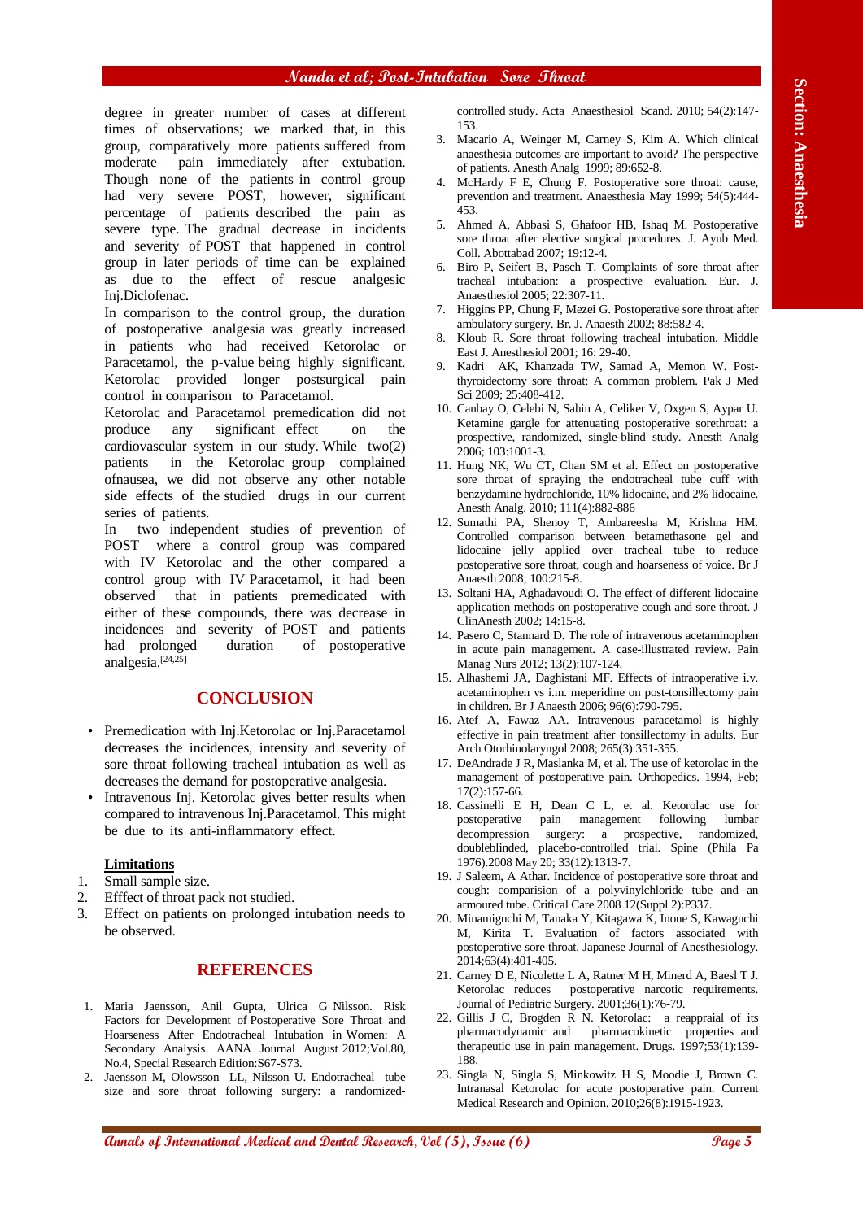degree in greater number of cases at different times of observations; we marked that, in this group, comparatively more patients suffered from moderate pain immediately after extubation. Though none of the patients in control group had very severe POST, however, significant percentage of patients described the pain as severe type. The gradual decrease in incidents and severity of POST that happened in control group in later periods of time can be explained as due to the effect of rescue analgesic Inj.Diclofenac.

In comparison to the control group, the duration of postoperative analgesia was greatly increased in patients who had received Ketorolac or Paracetamol, the p-value being highly significant. Ketorolac provided longer postsurgical pain control in comparison to Paracetamol.

Ketorolac and Paracetamol premedication did not produce any significant effect on the cardiovascular system in our study. While two(2) patients in the Ketorolac group complained ofnausea, we did not observe any other notable side effects of the studied drugs in our current series of patients.

In two independent studies of prevention of POST where a control group was compared with IV Ketorolac and the other compared a control group with IV Paracetamol, it had been observed that in patients premedicated with either of these compounds, there was decrease in incidences and severity of POST and patients had prolonged duration of postoperative analgesia.[24,25]

## CONCLUSION

- Premedication with Inj.Ketorolac or Inj.Paracetamol decreases the incidences, intensity and severity of sore throat following tracheal intubation as well as decreases the demand for postoperative analgesia.
- Intravenous Inj. Ketorolac gives better results when compared to intravenous Inj.Paracetamol. This might be due to its anti-inflammatory effect.

### Limitations

1. Small sample size.
2. Efffect of throat pack not studied.
3. Effect on patients on prolonged intubation needs to be observed.

## REFERENCES

1. Maria Jaensson, Anil Gupta, Ulrica G Nilsson. Risk Factors for Development of Postoperative Sore Throat and Hoarseness After Endotracheal Intubation in Women: A Secondary Analysis. AANA Journal August 2012;Vol.80, No.4, Special Research Edition:S67-S73.
2. Jaensson M, Olowsson LL, Nilsson U. Endotracheal tube size and sore throat following surgery: a randomized-controlled study. Acta Anaesthesiol Scand. 2010; 54(2):147-153.
3. Macario A, Weinger M, Carney S, Kim A. Which clinical anaesthesia outcomes are important to avoid? The perspective of patients. Anesth Analg 1999; 89:652-8.
4. McHardy F E, Chung F. Postoperative sore throat: cause, prevention and treatment. Anaesthesia May 1999; 54(5):444-453.
5. Ahmed A, Abbasi S, Ghafoor HB, Ishaq M. Postoperative sore throat after elective surgical procedures. J. Ayub Med. Coll. Abottabad 2007; 19:12-4.
6. Biro P, Seifert B, Pasch T. Complaints of sore throat after tracheal intubation: a prospective evaluation. Eur. J. Anaesthesiol 2005; 22:307-11.
7. Higgins PP, Chung F, Mezei G. Postoperative sore throat after ambulatory surgery. Br. J. Anaesth 2002; 88:582-4.
8. Kloub R. Sore throat following tracheal intubation. Middle East J. Anesthesiol 2001; 16: 29-40.
9. Kadri AK, Khanzada TW, Samad A, Memon W. Post-thyroidectomy sore throat: A common problem. Pak J Med Sci 2009; 25:408-412.
10. Canbay O, Celebi N, Sahin A, Celiker V, Oxgen S, Aypar U. Ketamine gargle for attenuating postoperative sorethroat: a prospective, randomized, single-blind study. Anesth Analg 2006; 103:1001-3.
11. Hung NK, Wu CT, Chan SM et al. Effect on postoperative sore throat of spraying the endotracheal tube cuff with benzydamine hydrochloride, 10% lidocaine, and 2% lidocaine. Anesth Analg. 2010; 111(4):882-886
12. Sumathi PA, Shenoy T, Ambareesha M, Krishna HM. Controlled comparison between betamethasone gel and lidocaine jelly applied over tracheal tube to reduce postoperative sore throat, cough and hoarseness of voice. Br J Anaesth 2008; 100:215-8.
13. Soltani HA, Aghadavoudi O. The effect of different lidocaine application methods on postoperative cough and sore throat. J ClinAnesth 2002; 14:15-8.
14. Pasero C, Stannard D. The role of intravenous acetaminophen in acute pain management. A case-illustrated review. Pain Manag Nurs 2012; 13(2):107-124.
15. Alhashemi JA, Daghistani MF. Effects of intraoperative i.v. acetaminophen vs i.m. meperidine on post-tonsillectomy pain in children. Br J Anaesth 2006; 96(6):790-795.
16. Atef A, Fawaz AA. Intravenous paracetamol is highly effective in pain treatment after tonsillectomy in adults. Eur Arch Otorhinolaryngol 2008; 265(3):351-355.
17. DeAndrade J R, Maslanka M, et al. The use of ketorolac in the management of postoperative pain. Orthopedics. 1994, Feb; 17(2):157-66.
18. Cassinelli E H, Dean C L, et al. Ketorolac use for postoperative pain management following lumbar decompression surgery: a prospective, randomized, doubleblinded, placebo-controlled trial. Spine (Phila Pa 1976).2008 May 20; 33(12):1313-7.
19. J Saleem, A Athar. Incidence of postoperative sore throat and cough: comparision of a polyvinylchloride tube and an armoured tube. Critical Care 2008 12(Suppl 2):P337.
20. Minamiguchi M, Tanaka Y, Kitagawa K, Inoue S, Kawaguchi M, Kirita T. Evaluation of factors associated with postoperative sore throat. Japanese Journal of Anesthesiology. 2014;63(4):401-405.
21. Carney D E, Nicolette L A, Ratner M H, Minerd A, Baesl T J. Ketorolac reduces postoperative narcotic requirements. Journal of Pediatric Surgery. 2001;36(1):76-79.
22. Gillis J C, Brogden R N. Ketorolac: a reappraial of its pharmacodynamic and pharmacokinetic properties and therapeutic use in pain management. Drugs. 1997;53(1):139-188.
23. Singla N, Singla S, Minkowitz H S, Moodie J, Brown C. Intranasal Ketorolac for acute postoperative pain. Current Medical Research and Opinion. 2010;26(8):1915-1923.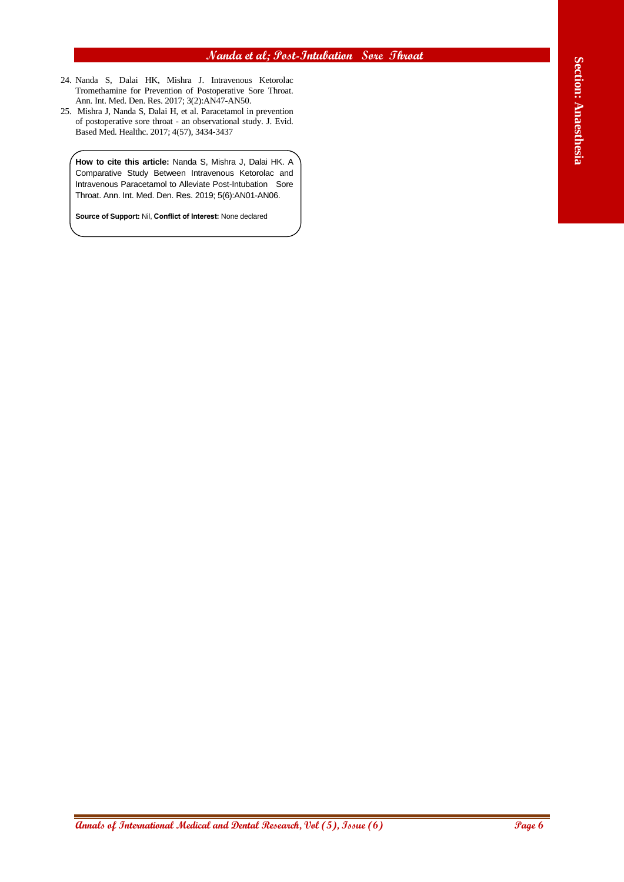24. Nanda S, Dalai HK, Mishra J. Intravenous Ketorolac Tromethamine for Prevention of Postoperative Sore Throat. Ann. Int. Med. Den. Res. 2017; 3(2):AN47-AN50.
25. Mishra J, Nanda S, Dalai H, et al. Paracetamol in prevention of postoperative sore throat - an observational study. J. Evid. Based Med. Healthc. 2017; 4(57), 3434-3437

**How to cite this article:** Nanda S, Mishra J, Dalai HK. A Comparative Study Between Intravenous Ketorolac and Intravenous Paracetamol to Alleviate Post-Intubation Sore Throat. Ann. Int. Med. Den. Res. 2019; 5(6):AN01-AN06.

**Source of Support:** Nil, **Conflict of Interest:** None declared